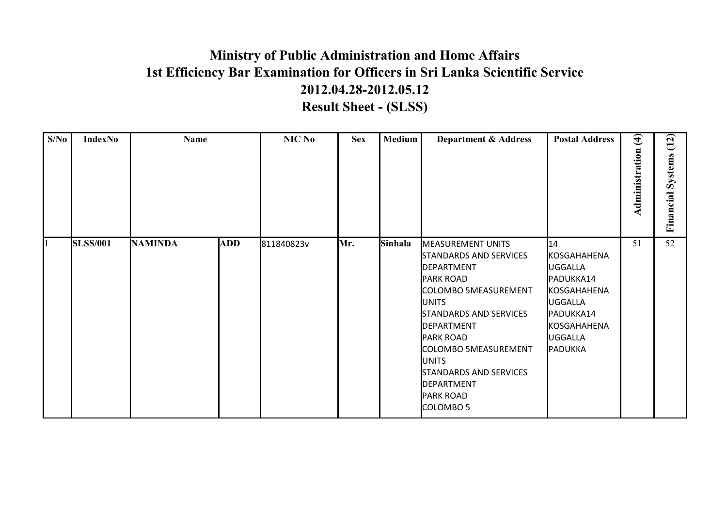# Ministry of Public Administration and Home Affairs
## 1st Efficiency Bar Examination for Officers in Sri Lanka Scientific Service
## 2012.04.28-2012.05.12
## Result Sheet - (SLSS)

| S/No | IndexNo | Name | | NIC No | Sex | Medium | Department & Address | Postal Address | Administration (4) | Financial Systems (12) |
|---|---|---|---|---|---|---|---|---|---|---|
| 1 | **SLSS/001** | **NAMINDA** | **ADD** | 811840823v | Mr. | Sinhala | MEASUREMENT UNITS STANDARDS AND SERVICES DEPARTMENT PARK ROAD COLOMBO 5MEASUREMENT UNITS STANDARDS AND SERVICES DEPARTMENT PARK ROAD COLOMBO 5MEASUREMENT UNITS STANDARDS AND SERVICES DEPARTMENT PARK ROAD COLOMBO 5 | 14 KOSGAHAHENA UGGALLA PADUKKA14 KOSGAHAHENA UGGALLA PADUKKA14 KOSGAHAHENA UGGALLA PADUKKA | 51 | 52 |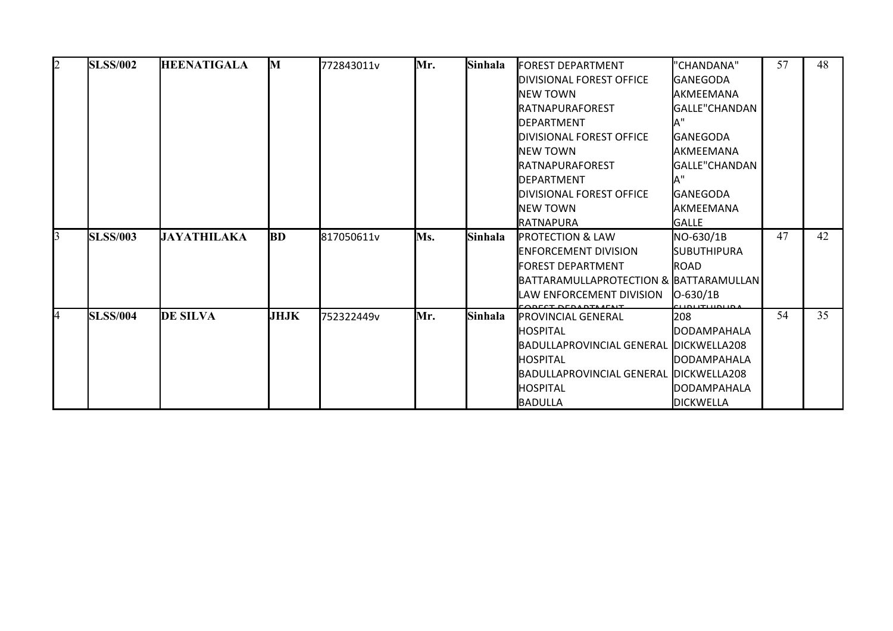| 2 | SLSS/002 | HEENATIGALA | M | 772843011v | Mr. | Sinhala | FOREST DEPARTMENT DIVISIONAL FOREST OFFICE NEW TOWN RATNAPURAFOREST DEPARTMENT DIVISIONAL FOREST OFFICE NEW TOWN RATNAPURAFOREST DEPARTMENT DIVISIONAL FOREST OFFICE NEW TOWN RATNAPURA | "CHANDANA" GANEGODA AKMEEMANA GALLE"CHANDANA" GANEGODA AKMEEMANA GALLE"CHANDANA" GANEGODA AKMEEMANA GALLE | 57 | 48 |
|---|---|---|---|---|---|---|---|---|---|---|
| 3 | SLSS/003 | JAYATHILAKA | BD | 817050611v | Ms. | Sinhala | PROTECTION & LAW ENFORCEMENT DIVISION FOREST DEPARTMENT BATTARAMULLAPROTECTION & LAW ENFORCEMENT DIVISION FOREST DEPARTMENT | NO-630/1B SUBUTHIPURA ROAD BATTARAMULLANO-630/1B SUBUTHIPURA | 47 | 42 |
| 4 | SLSS/004 | DE SILVA | JHJK | 752322449v | Mr. | Sinhala | PROVINCIAL GENERAL HOSPITAL BADULLAPROVINCIAL GENERAL HOSPITAL BADULLAPROVINCIAL GENERAL HOSPITAL BADULLA | 208 DODAMPAHALA DICKWELLA208 DODAMPAHALA DICKWELLA208 DODAMPAHALA DICKWELLA | 54 | 35 |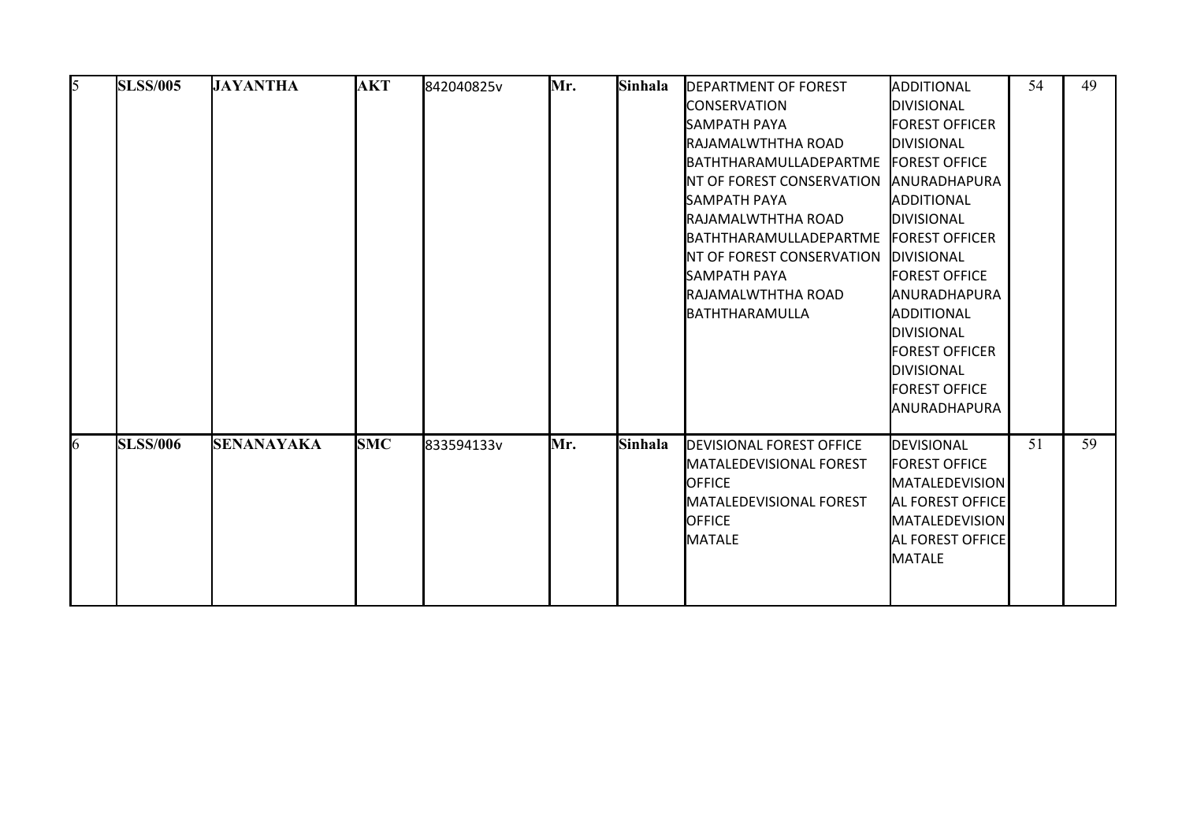| 5 | SLSS/005 | JAYANTHA | AKT | 842040825v | Mr. | Sinhala | DEPARTMENT OF FOREST CONSERVATION SAMPATH PAYA RAJAMALWTHTHA ROAD BATHTHARAMULLADEPARTMENT OF FOREST CONSERVATION SAMPATH PAYA RAJAMALWTHTHA ROAD BATHTHARAMULLADEPARTMENT OF FOREST CONSERVATION SAMPATH PAYA RAJAMALWTHTHA ROAD BATHTHARAMULLA | ADDITIONAL DIVISIONAL FOREST OFFICER DIVISIONAL FOREST OFFICE ANURADHAPURA ADDITIONAL DIVISIONAL FOREST OFFICER DIVISIONAL FOREST OFFICE ANURADHAPURA ADDITIONAL DIVISIONAL FOREST OFFICER DIVISIONAL FOREST OFFICE ANURADHAPURA | 54 | 49 |
|---|---|---|---|---|---|---|---|---|---|---|
| 6 | SLSS/006 | SENANAYAKA | SMC | 833594133v | Mr. | Sinhala | DEVISIONAL FOREST OFFICE MATALEDEVISIONAL FOREST OFFICE MATALEDEVISIONAL FOREST OFFICE MATALE | DEVISIONAL FOREST OFFICE MATALEDEVISIONAL FOREST OFFICE MATALEDEVISIONAL FOREST OFFICE MATALE | 51 | 59 |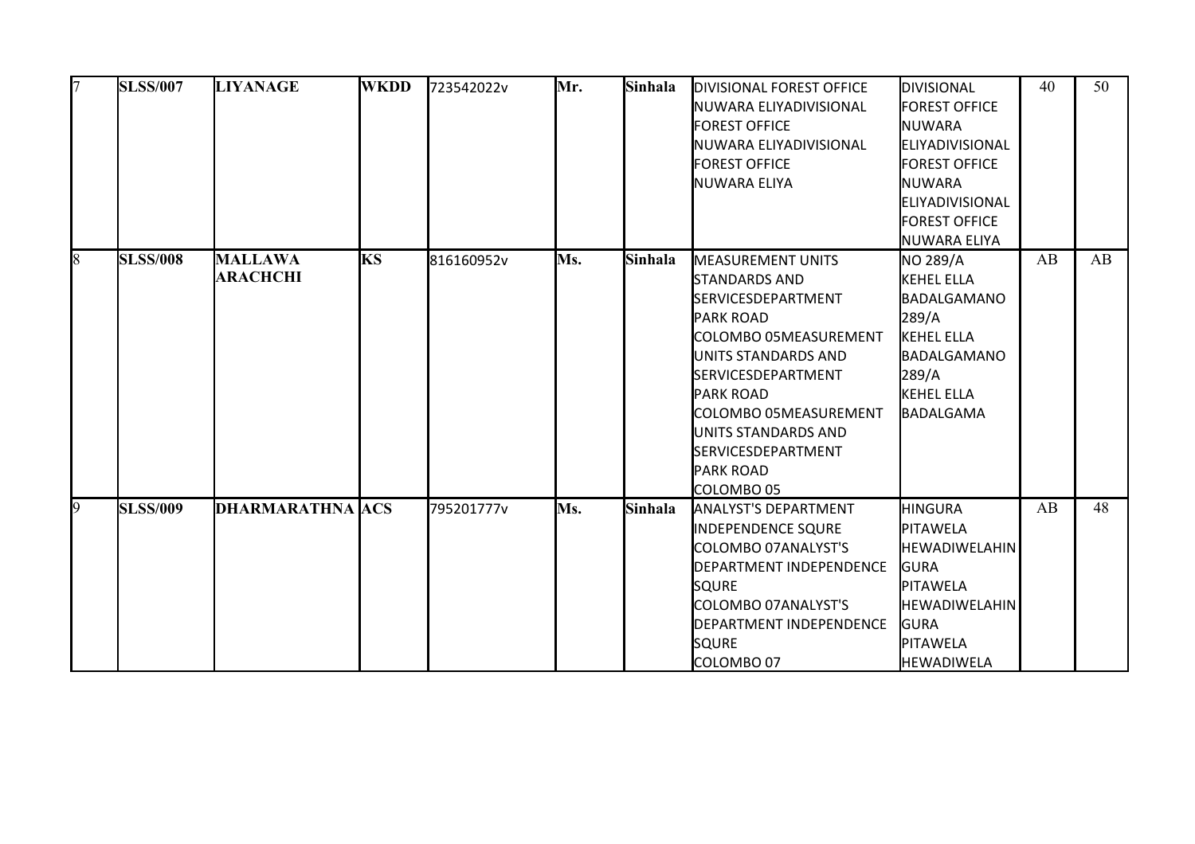| 7 | SLSS/007 | LIYANAGE | WKDD | 723542022v | Mr. | Sinhala | DIVISIONAL FOREST OFFICE NUWARA ELIYADIVISIONAL FOREST OFFICE NUWARA ELIYADIVISIONAL FOREST OFFICE NUWARA ELIYA | DIVISIONAL FOREST OFFICE NUWARA ELIYADIVISIONAL FOREST OFFICE NUWARA ELIYADIVISIONAL FOREST OFFICE NUWARA ELIYA | 40 | 50 |
|---|---|---|---|---|---|---|---|---|---|---|
| 8 | SLSS/008 | MALLAWA ARACHCHI | KS | 816160952v | Ms. | Sinhala | MEASUREMENT UNITS STANDARDS AND SERVICESDEPARTMENT PARK ROAD COLOMBO 05MEASUREMENT UNITS STANDARDS AND SERVICESDEPARTMENT PARK ROAD COLOMBO 05MEASUREMENT UNITS STANDARDS AND SERVICESDEPARTMENT PARK ROAD COLOMBO 05 | NO 289/A KEHEL ELLA BADALGAMANO 289/A KEHEL ELLA BADALGAMANO 289/A KEHEL ELLA BADALGAMA | AB | AB |
| 9 | SLSS/009 | DHARMARATHNA | ACS | 795201777v | Ms. | Sinhala | ANALYST'S DEPARTMENT INDEPENDENCE SQURE COLOMBO 07ANALYST'S DEPARTMENT INDEPENDENCE SQURE COLOMBO 07ANALYST'S DEPARTMENT INDEPENDENCE SQURE COLOMBO 07 | HINGURA PITAWELA HEWADIWELAHINGURA PITAWELA HEWADIWELAHINGURA PITAWELA HEWADIWELA | AB | 48 |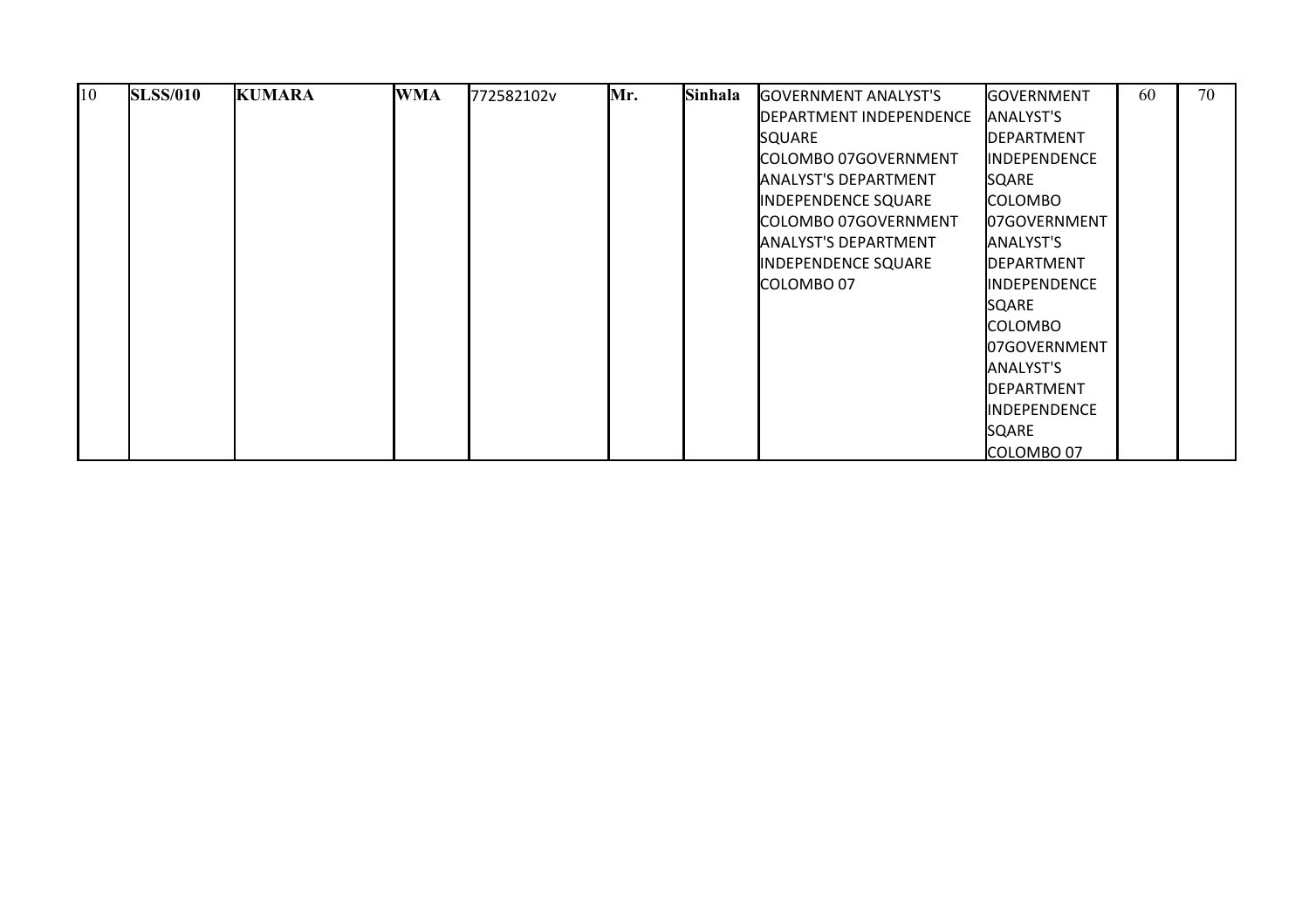| 10 | **SLSS/010** | **KUMARA** | **WMA** | 772582102v | **Mr.** | **Sinhala** | GOVERNMENT ANALYST'S DEPARTMENT INDEPENDENCE SQUARE COLOMBO 07GOVERNMENT ANALYST'S DEPARTMENT INDEPENDENCE SQUARE COLOMBO 07GOVERNMENT ANALYST'S DEPARTMENT INDEPENDENCE SQUARE COLOMBO 07 | GOVERNMENT ANALYST'S DEPARTMENT INDEPENDENCE SQARE COLOMBO 07GOVERNMENT ANALYST'S DEPARTMENT INDEPENDENCE SQARE COLOMBO 07GOVERNMENT ANALYST'S DEPARTMENT INDEPENDENCE SQARE COLOMBO 07 | 60 | 70 |
|---|---|---|---|---|---|---|---|---|---|---|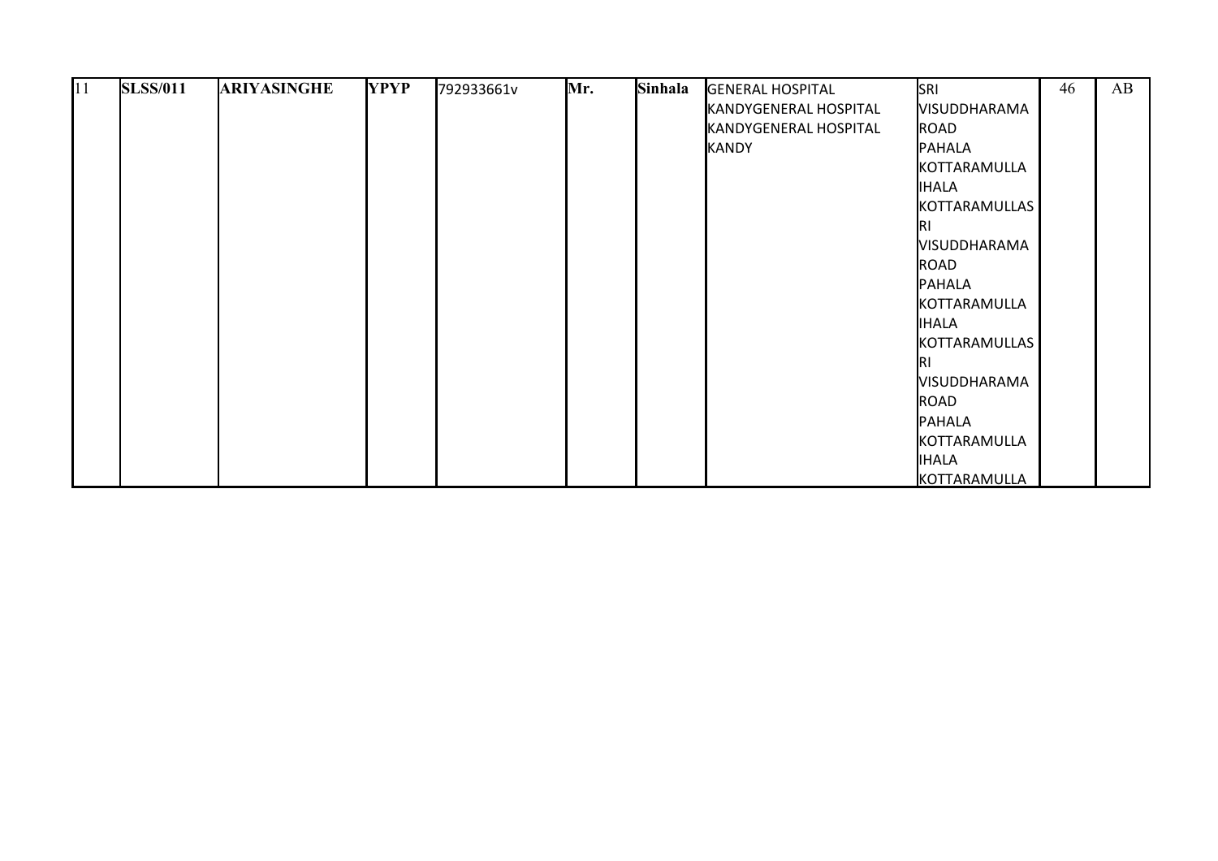| 11 | **SLSS/011** | **ARIYASINGHE** | **YPYP** | 792933661v | **Mr.** | **Sinhala** | GENERAL HOSPITAL KANDYGENERAL HOSPITAL KANDYGENERAL HOSPITAL KANDY | SRI VISUDDHARAMA ROAD PAHALA KOTTARAMULLA IHALA KOTTARAMULLASRI VISUDDHARAMA ROAD PAHALA KOTTARAMULLA IHALA KOTTARAMULLASRI VISUDDHARAMA ROAD PAHALA KOTTARAMULLA IHALA KOTTARAMULLA | 46 | AB |
|---|---|---|---|---|---|---|---|---|---|---|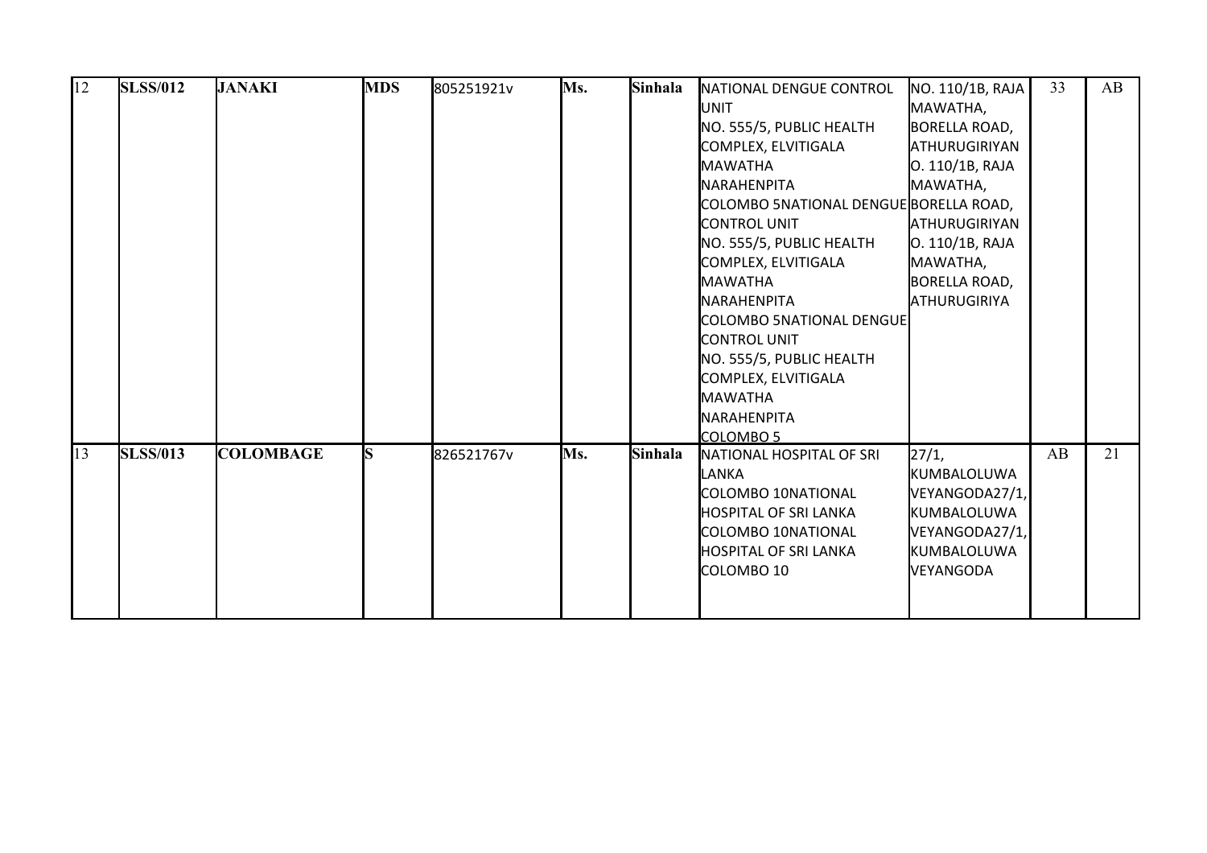| 12 | SLSS/012 | JANAKI | MDS | 805251921v | Ms. | Sinhala | NATIONAL DENGUE CONTROL UNIT NO. 555/5, PUBLIC HEALTH COMPLEX, ELVITIGALA MAWATHA NARAHENPITA COLOMBO 5NATIONAL DENGUE CONTROL UNIT NO. 555/5, PUBLIC HEALTH COMPLEX, ELVITIGALA MAWATHA NARAHENPITA COLOMBO 5NATIONAL DENGUE CONTROL UNIT NO. 555/5, PUBLIC HEALTH COMPLEX, ELVITIGALA MAWATHA NARAHENPITA COLOMBO 5 | NO. 110/1B, RAJA MAWATHA, BORELLA ROAD, ATHURUGIRIYAN O. 110/1B, RAJA MAWATHA, BORELLA ROAD, ATHURUGIRIYAN O. 110/1B, RAJA MAWATHA, BORELLA ROAD, ATHURUGIRIYA | 33 | AB |
|---|---|---|---|---|---|---|---|---|---|---|
| 13 | SLSS/013 | COLOMBAGE | S | 826521767v | Ms. | Sinhala | NATIONAL HOSPITAL OF SRI LANKA COLOMBO 10NATIONAL HOSPITAL OF SRI LANKA COLOMBO 10NATIONAL HOSPITAL OF SRI LANKA COLOMBO 10 | 27/1, KUMBALOLUWA VEYANGODA27/1, KUMBALOLUWA VEYANGODA27/1, KUMBALOLUWA VEYANGODA | AB | 21 |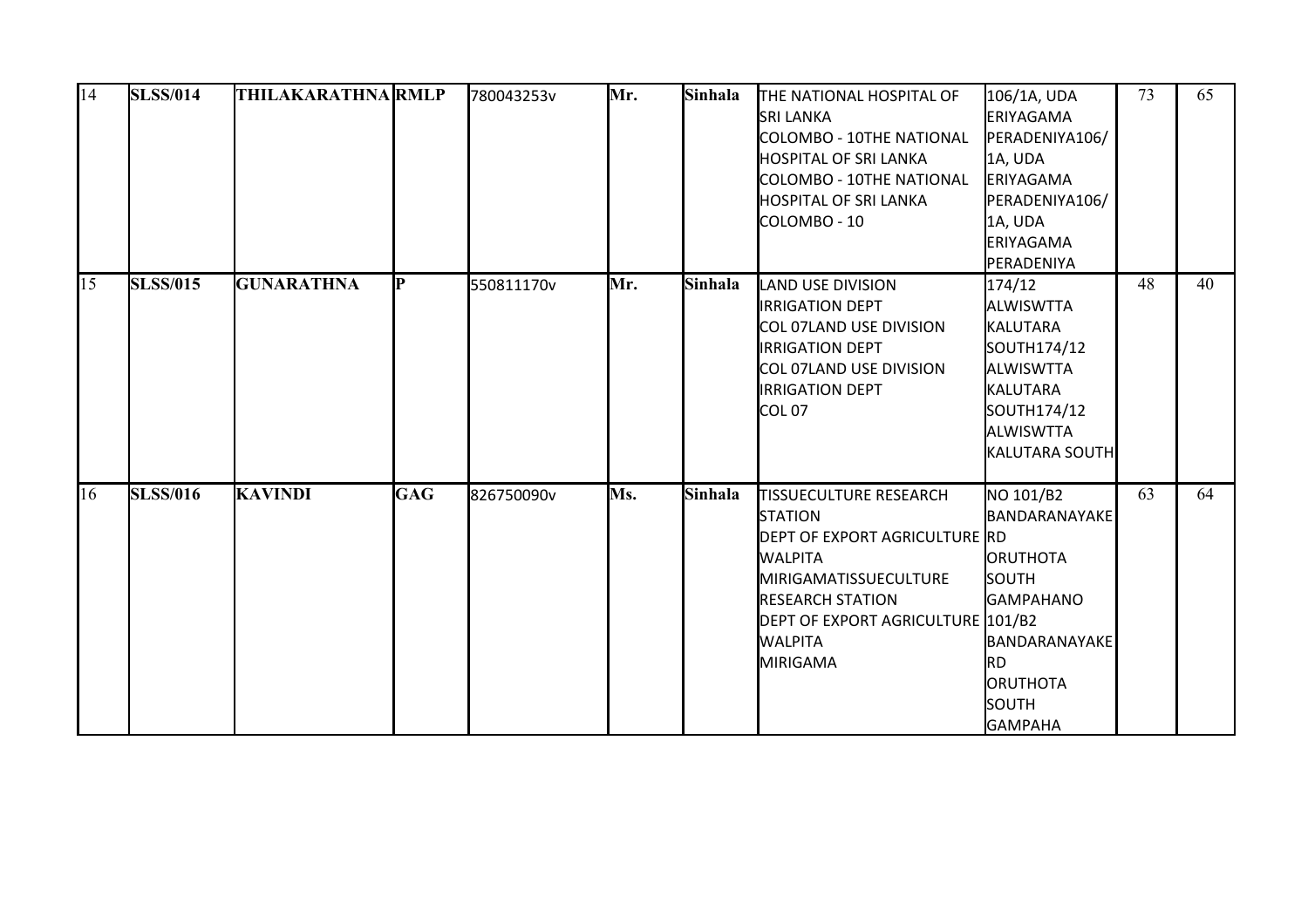| 14 | SLSS/014 | THILAKARATHNA | RMLP | 780043253v | Mr. | Sinhala | THE NATIONAL HOSPITAL OF SRI LANKA COLOMBO - 10THE NATIONAL HOSPITAL OF SRI LANKA COLOMBO - 10THE NATIONAL HOSPITAL OF SRI LANKA COLOMBO - 10 | 106/1A, UDA ERIYAGAMA PERADENIYA106/ 1A, UDA ERIYAGAMA PERADENIYA106/ 1A, UDA ERIYAGAMA PERADENIYA | 73 | 65 |
|---|---|---|---|---|---|---|---|---|---|---|
| 15 | SLSS/015 | GUNARATHNA | P | 550811170v | Mr. | Sinhala | LAND USE DIVISION IRRIGATION DEPT COL 07LAND USE DIVISION IRRIGATION DEPT COL 07LAND USE DIVISION IRRIGATION DEPT COL 07 | 174/12 ALWISWTTA KALUTARA SOUTH174/12 ALWISWTTA KALUTARA SOUTH174/12 ALWISWTTA KALUTARA SOUTH | 48 | 40 |
| 16 | SLSS/016 | KAVINDI | GAG | 826750090v | Ms. | Sinhala | TISSUECULTURE RESEARCH STATION DEPT OF EXPORT AGRICULTURE WALPITA MIRIGAMATISSUECULTURE RESEARCH STATION DEPT OF EXPORT AGRICULTURE WALPITA MIRIGAMA | NO 101/B2 BANDARANAYAKE RD ORUTHOTA SOUTH GAMPAHANO 101/B2 BANDARANAYAKE RD ORUTHOTA SOUTH GAMPAHA | 63 | 64 |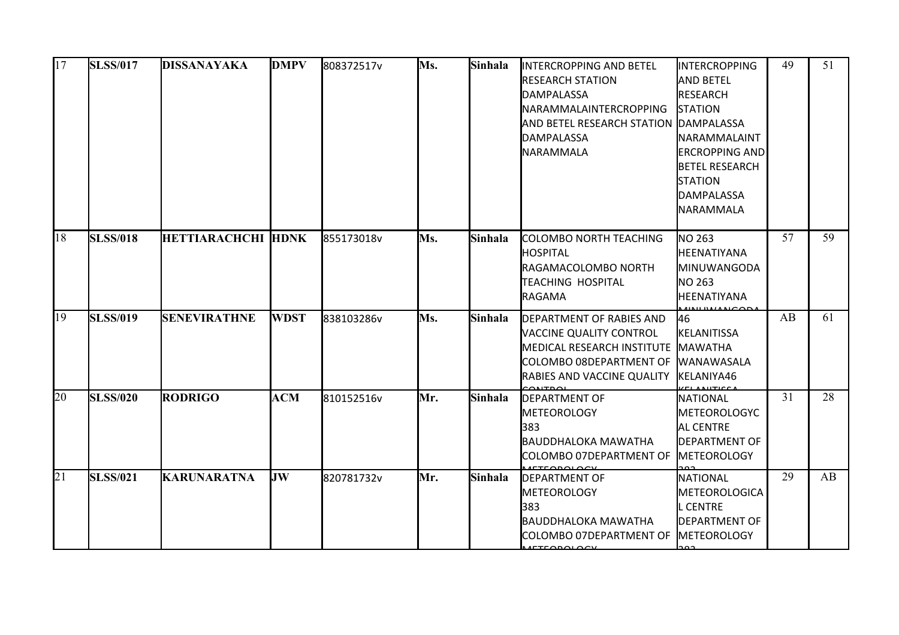| 17 | SLSS/017 | DISSANAYAKA | DMPV | 808372517v | Ms. | Sinhala | INTERCROPPING AND BETEL RESEARCH STATION DAMPALASSA NARAMMALAINTERCROPPING AND BETEL RESEARCH STATION DAMPALASSA NARAMMALA | INTERCROPPING AND BETEL RESEARCH STATION DAMPALASSA NARAMMALAINTERCROPPING AND BETEL RESEARCH STATION DAMPALASSA NARAMMALA | 49 | 51 |
|---|---|---|---|---|---|---|---|---|---|---|
| 18 | SLSS/018 | HETTIARACHCHI | HDNK | 855173018v | Ms. | Sinhala | COLOMBO NORTH TEACHING HOSPITAL RAGAMACOLOMBO NORTH TEACHING HOSPITAL RAGAMA | NO 263 HEENATIYANA MINUWANGODA NO 263 HEENATIYANA MINUWANGODA | 57 | 59 |
| 19 | SLSS/019 | SENEVIRATHNE | WDST | 838103286v | Ms. | Sinhala | DEPARTMENT OF RABIES AND VACCINE QUALITY CONTROL MEDICAL RESEARCH INSTITUTE COLOMBO 08DEPARTMENT OF RABIES AND VACCINE QUALITY CONTROL | 46 KELANITISSA MAWATHA WANAWASALA KELANIYA46 KELANITISSA | AB | 61 |
| 20 | SLSS/020 | RODRIGO | ACM | 810152516v | Mr. | Sinhala | DEPARTMENT OF METEOROLOGY 383 BAUDDHALOKA MAWATHA COLOMBO 07DEPARTMENT OF METEOROLOGY | NATIONAL METEOROLOGYCAL CENTRE DEPARTMENT OF METEOROLOGY 383 | 31 | 28 |
| 21 | SLSS/021 | KARUNARATNA | JW | 820781732v | Mr. | Sinhala | DEPARTMENT OF METEOROLOGY 383 BAUDDHALOKA MAWATHA COLOMBO 07DEPARTMENT OF METEOROLOGY | NATIONAL METEOROLOGICAL CENTRE DEPARTMENT OF METEOROLOGY 383 | 29 | AB |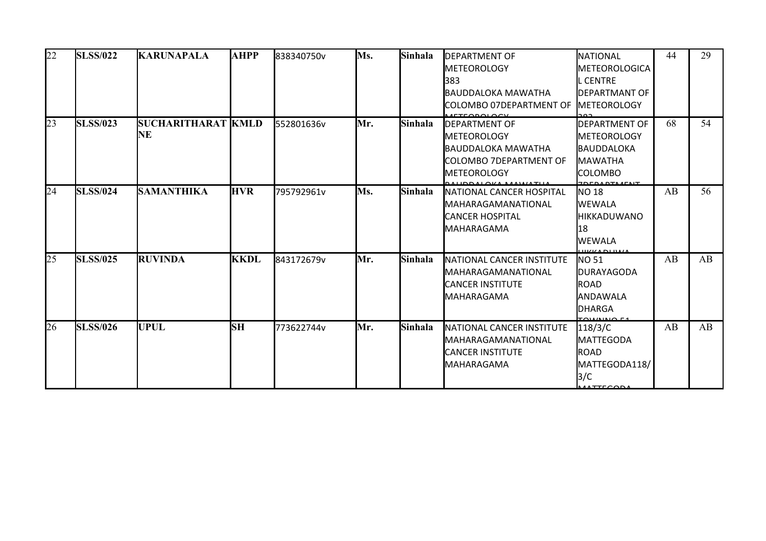| 22 | SLSS/022 | KARUNAPALA | AHPP | 838340750v | Ms. | Sinhala | DEPARTMENT OF METEOROLOGY 383 BAUDDALOKA MAWATHA COLOMBO 07DEPARTMENT OF METEOROLOGY | NATIONAL METEOROLOGICAL CENTRE DEPARTMANT OF METEOROLOGY 383 | 44 | 29 |
|---|---|---|---|---|---|---|---|---|---|---|
| 23 | SLSS/023 | SUCHARITHARATNE | KMLD | 552801636v | Mr. | Sinhala | DEPARTMENT OF METEOROLOGY BAUDDALOKA MAWATHA COLOMBO 7DEPARTMENT OF METEOROLOGY BAUDDALOKA MAWATHA | DEPARTMENT OF METEOROLOGY BAUDDALOKA MAWATHA COLOMBO 7DEPARTMENT | 68 | 54 |
| 24 | SLSS/024 | SAMANTHIKA | HVR | 795792961v | Ms. | Sinhala | NATIONAL CANCER HOSPITAL MAHARAGAMANATIONAL CANCER HOSPITAL MAHARAGAMA | NO 18 WEWALA HIKKADUWANO 18 WEWALA HIKKADUWA | AB | 56 |
| 25 | SLSS/025 | RUVINDA | KKDL | 843172679v | Mr. | Sinhala | NATIONAL CANCER INSTITUTE MAHARAGAMANATIONAL CANCER INSTITUTE MAHARAGAMA | NO 51 DURAYAGODA ROAD ANDAWALA DHARGA TOWNNO 51 | AB | AB |
| 26 | SLSS/026 | UPUL | SH | 773622744v | Mr. | Sinhala | NATIONAL CANCER INSTITUTE MAHARAGAMANATIONAL CANCER INSTITUTE MAHARAGAMA | 118/3/C MATTEGODA ROAD MATTEGODA118/3/C MATTEGODA | AB | AB |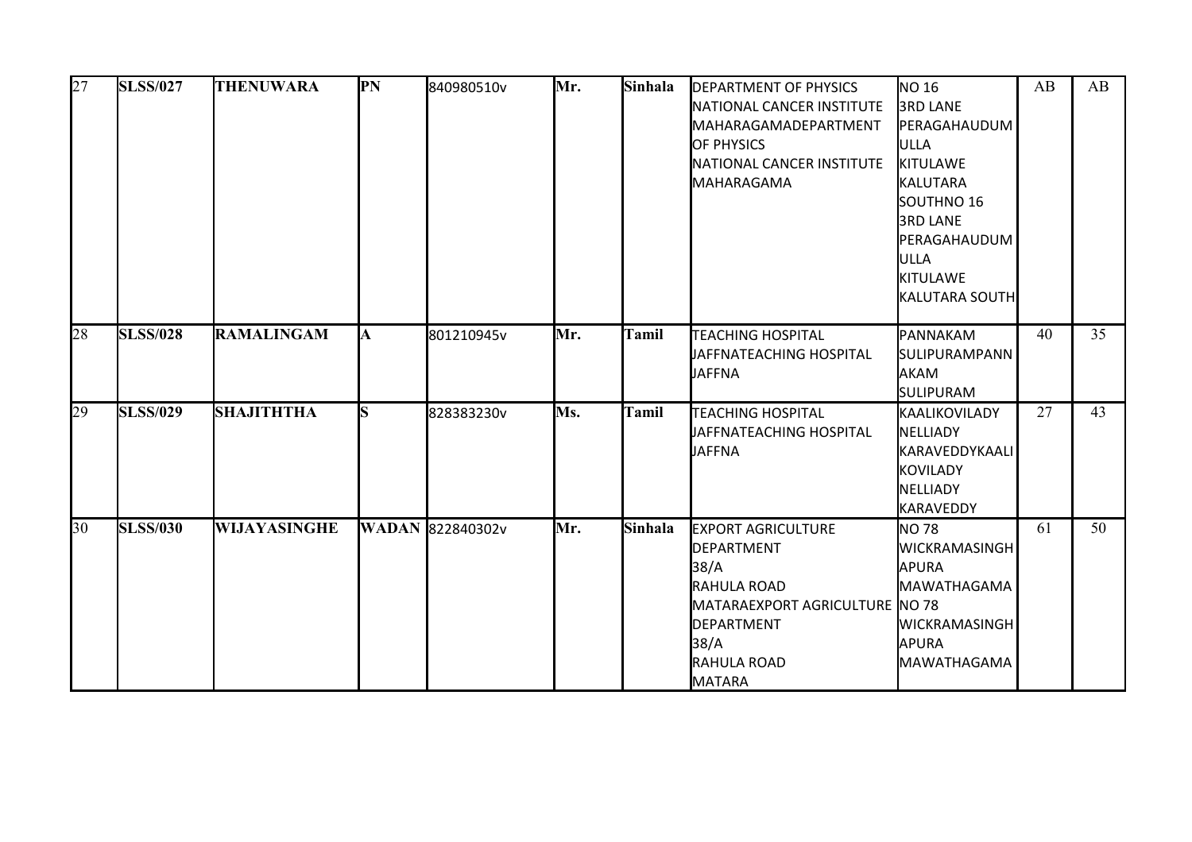| 27 | SLSS/027 | THENUWARA | PN | 840980510v | Mr. | Sinhala | DEPARTMENT OF PHYSICS NATIONAL CANCER INSTITUTE MAHARAGAMADEPARTMENT OF PHYSICS NATIONAL CANCER INSTITUTE MAHARAGAMA | NO 16 3RD LANE PERAGAHAUDUMULLA KITULAWE KALUTARA SOUTHNO 16 3RD LANE PERAGAHAUDUMULLA KITULAWE KALUTARA SOUTH | AB | AB |
|---|---|---|---|---|---|---|---|---|---|---|
| 28 | SLSS/028 | RAMALINGAM | A | 801210945v | Mr. | Tamil | TEACHING HOSPITAL JAFFNATEACHING HOSPITAL JAFFNA | PANNAKAM SULIPURAMPANNAKAM SULIPURAM | 40 | 35 |
| 29 | SLSS/029 | SHAJITHTHA | S | 828383230v | Ms. | Tamil | TEACHING HOSPITAL JAFFNATEACHING HOSPITAL JAFFNA | KAALIKOVILADY NELLIADY KARAVEDDYKAALIKOVILADY NELLIADY KARAVEDDY | 27 | 43 |
| 30 | SLSS/030 | WIJAYASINGHE | WADAN | 822840302v | Mr. | Sinhala | EXPORT AGRICULTURE DEPARTMENT 38/A RAHULA ROAD MATARAEXPORT AGRICULTURE DEPARTMENT 38/A RAHULA ROAD MATARA | NO 78 WICKRAMASINGHAPURA MAWATHAGAMA NO 78 WICKRAMASINGHAPURA MAWATHAGAMA | 61 | 50 |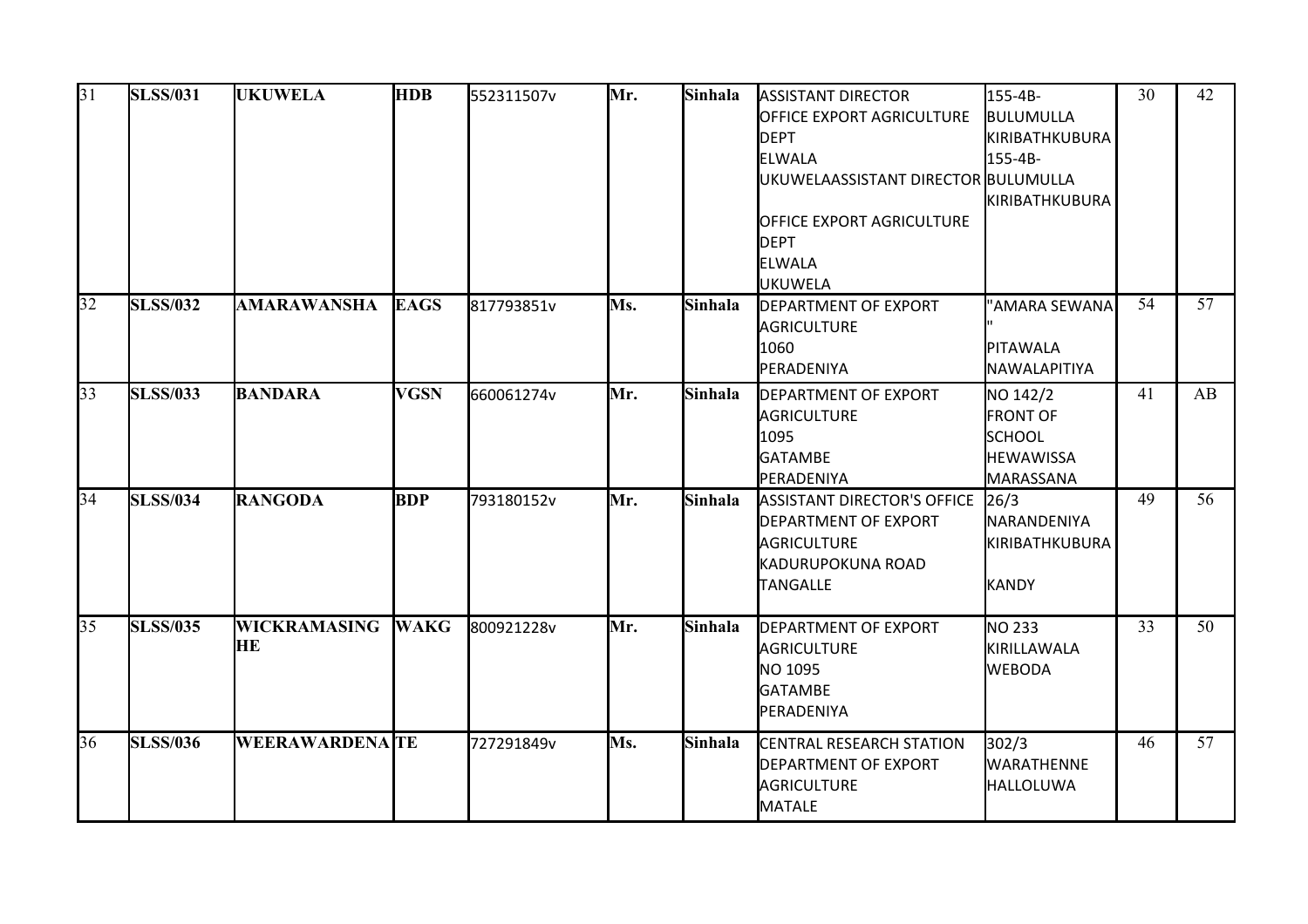| 31 | **SLSS/031** | **UKUWELA** | **HDB** | 552311507v | **Mr.** | **Sinhala** | ASSISTANT DIRECTOR OFFICE EXPORT AGRICULTURE DEPT ELWALA UKUWELAASSISTANT DIRECTOR OFFICE EXPORT AGRICULTURE DEPT ELWALA UKUWELA | 155-4B- BULUMULLA KIRIBATHKUBURA 155-4B- BULUMULLA KIRIBATHKUBURA | 30 | 42 |
|---|---|---|---|---|---|---|---|---|---|---|
| 32 | **SLSS/032** | **AMARAWANSHA** | **EAGS** | 817793851v | **Ms.** | **Sinhala** | DEPARTMENT OF EXPORT AGRICULTURE 1060 PERADENIYA | "AMARA SEWANA" PITAWALA NAWALAPITIYA | 54 | 57 |
| 33 | **SLSS/033** | **BANDARA** | **VGSN** | 660061274v | **Mr.** | **Sinhala** | DEPARTMENT OF EXPORT AGRICULTURE 1095 GATAMBE PERADENIYA | NO 142/2 FRONT OF SCHOOL HEWAWISSA MARASSANA | 41 | AB |
| 34 | **SLSS/034** | **RANGODA** | **BDP** | 793180152v | **Mr.** | **Sinhala** | ASSISTANT DIRECTOR'S OFFICE DEPARTMENT OF EXPORT AGRICULTURE KADURUPOKUNA ROAD TANGALLE | 26/3 NARANDENIYA KIRIBATHKUBURA KANDY | 49 | 56 |
| 35 | **SLSS/035** | **WICKRAMASINGHE** | **WAKG** | 800921228v | **Mr.** | **Sinhala** | DEPARTMENT OF EXPORT AGRICULTURE NO 1095 GATAMBE PERADENIYA | NO 233 KIRILLAWALA WEBODA | 33 | 50 |
| 36 | **SLSS/036** | **WEERAWARDENA** | **TE** | 727291849v | **Ms.** | **Sinhala** | CENTRAL RESEARCH STATION DEPARTMENT OF EXPORT AGRICULTURE MATALE | 302/3 WARATHENNE HALLOLUWA | 46 | 57 |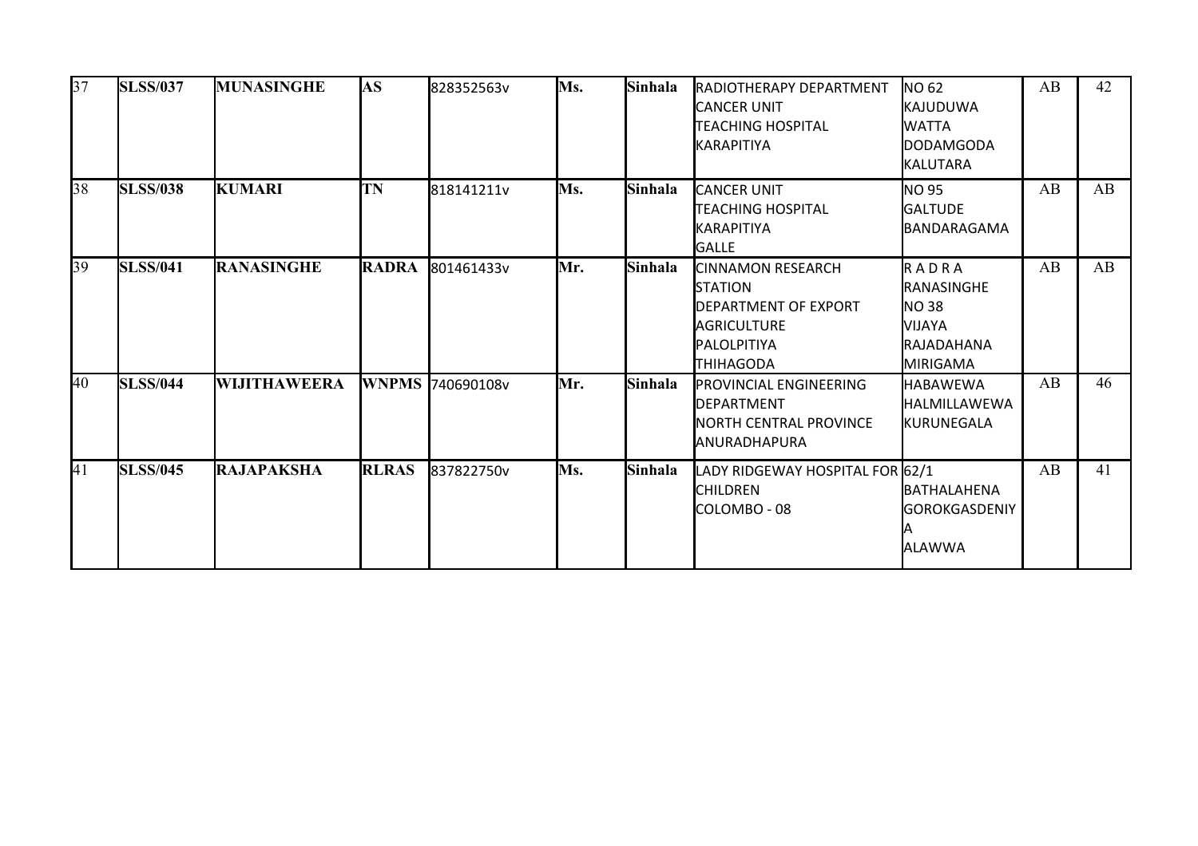| | | | | | | | | | | |
|---|---|---|---|---|---|---|---|---|---|---|
| 37 | **SLSS/037** | **MUNASINGHE** | **AS** | 828352563v | **Ms.** | **Sinhala** | RADIOTHERAPY DEPARTMENT CANCER UNIT TEACHING HOSPITAL KARAPITIYA | NO 62 KAJUDUWA WATTA DODAMGODA KALUTARA | AB | 42 |
| 38 | **SLSS/038** | **KUMARI** | **TN** | 818141211v | **Ms.** | **Sinhala** | CANCER UNIT TEACHING HOSPITAL KARAPITIYA GALLE | NO 95 GALTUDE BANDARAGAMA | AB | AB |
| 39 | **SLSS/041** | **RANASINGHE** | **RADRA** | 801461433v | **Mr.** | **Sinhala** | CINNAMON RESEARCH STATION DEPARTMENT OF EXPORT AGRICULTURE PALOLPITIYA THIHAGODA | R A D R A RANASINGHE NO 38 VIJAYA RAJADAHANA MIRIGAMA | AB | AB |
| 40 | **SLSS/044** | **WIJITHAWEERA** | **WNPMS** | 740690108v | **Mr.** | **Sinhala** | PROVINCIAL ENGINEERING DEPARTMENT NORTH CENTRAL PROVINCE ANURADHAPURA | HABAWEWA HALMILLAWEWA KURUNEGALA | AB | 46 |
| 41 | **SLSS/045** | **RAJAPAKSHA** | **RLRAS** | 837822750v | **Ms.** | **Sinhala** | LADY RIDGEWAY HOSPITAL FOR CHILDREN COLOMBO - 08 | 62/1 BATHALAHENA GOROKGASDENIYA ALAWWA | AB | 41 |